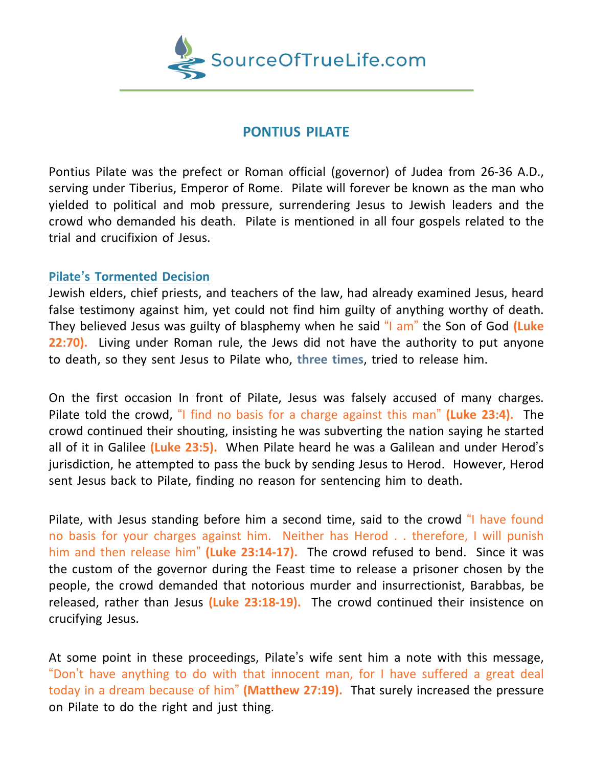# PONTIUS PILATE

Pontius Pilate was the prefect or Roman official (governor) of Judea from 26-36 A.D., serving under Tiberius, Emperor of Rome. Pilate will forever be known as the man who yielded to political and mob pressure, surrendering Jesus to Jewish leaders and the crowd who demanded his death. Pilate is mentioned in all four gospels related to the trial and crucifixion of Jesus.

## Pilate's Tormented Decision

Jewish elders, chief priests, and teachers of the law, had already examined Jesus, heard false testimony against him, yet could not find him guilty of anything worthy of death. They believed Jesus was guilty of blasphemy when he said "I am" the Son of God **(Luke 22:70).** Living under Roman rule, the Jews did not have the authority to put anyone to death, so they sent Jesus to Pilate who, **three times**, tried to release him.

On the first occasion In front of Pilate, Jesus was falsely accused of many charges. Pilate told the crowd, "I find no basis for a charge against this man" **(Luke 23:4).** The crowd continued their shouting, insisting he was subverting the nation saying he started all of it in Galilee **(Luke 23:5).** When Pilate heard he was a Galilean and under Herod's jurisdiction, he attempted to pass the buck by sending Jesus to Herod. However, Herod sent Jesus back to Pilate, finding no reason for sentencing him to death.

Pilate, with Jesus standing before him a second time, said to the crowd "I have found no basis for your charges against him. Neither has Herod . . therefore, I will punish him and then release him" **(Luke 23:14-17).** The crowd refused to bend. Since it was the custom of the governor during the Feast time to release a prisoner chosen by the people, the crowd demanded that notorious murder and insurrectionist, Barabbas, be released, rather than Jesus **(Luke 23:18-19).** The crowd continued their insistence on crucifying Jesus.

At some point in these proceedings, Pilate's wife sent him a note with this message, "Don't have anything to do with that innocent man, for I have suffered a great deal today in a dream because of him" **(Matthew 27:19).** That surely increased the pressure on Pilate to do the right and just thing.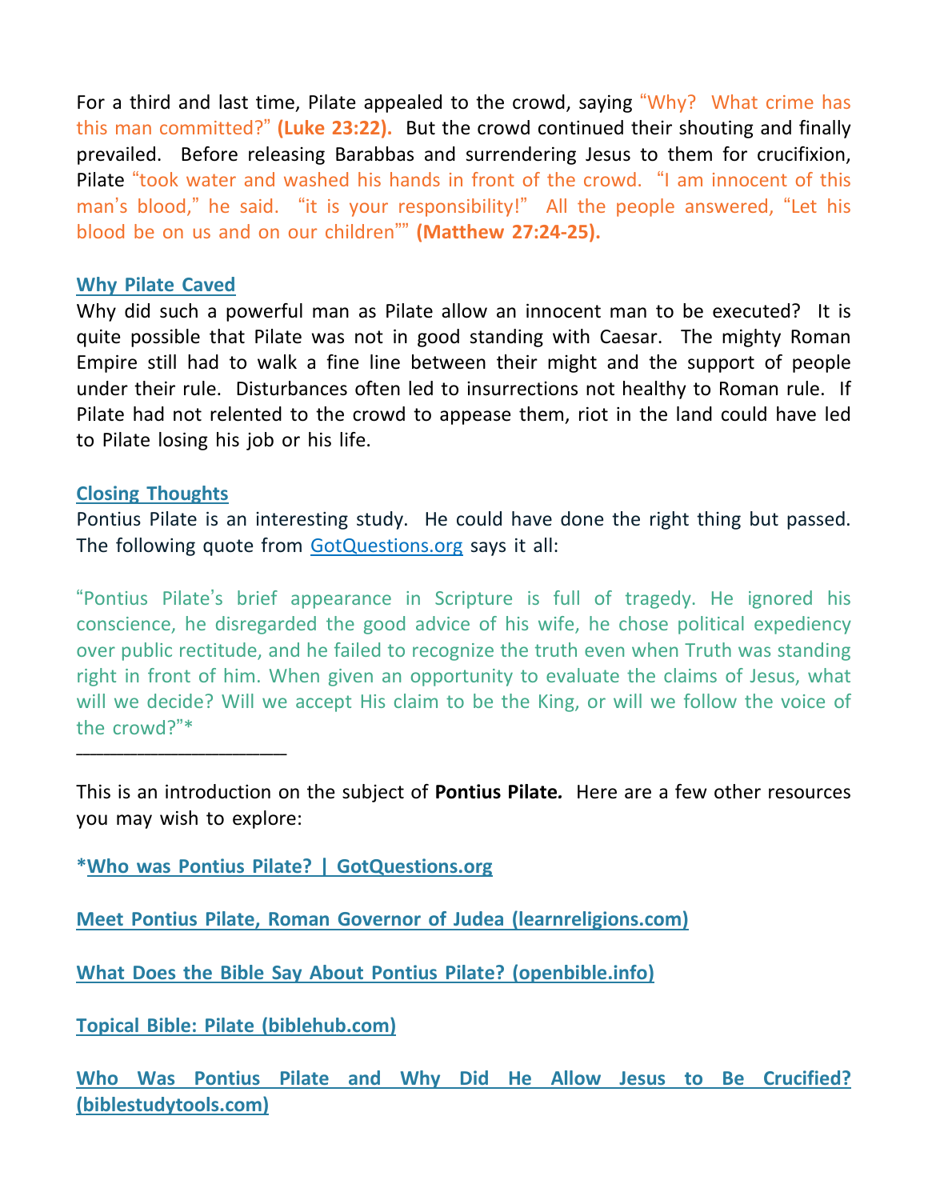For a third and last time, Pilate appealed to the crowd, saying "Why? What crime has this man committed?" **(Luke 23:22).** But the crowd continued their shouting and finally prevailed. Before releasing Barabbas and surrendering Jesus to them for crucifixion, Pilate "took water and washed his hands in front of the crowd. "I am innocent of this man's blood," he said. "it is your responsibility!" All the people answered, "Let his blood be on us and on our children"" **(Matthew 27:24-25).**

## Why Pilate Caved

Why did such a powerful man as Pilate allow an innocent man to be executed? It is quite possible that Pilate was not in good standing with Caesar. The mighty Roman Empire still had to walk a fine line between their might and the support of people under their rule. Disturbances often led to insurrections not healthy to Roman rule. If Pilate had not relented to the crowd to appease them, riot in the land could have led to Pilate losing his job or his life.

## Closing Thoughts

Pontius Pilate is an interesting study. He could have done the right thing but passed. The following quote from [GotQuestions.org](GotQuestions.org) says it all:

"Pontius Pilate's brief appearance in Scripture is full of tragedy. He ignored his conscience, he disregarded the good advice of his wife, he chose political expediency over public rectitude, and he failed to recognize the truth even when Truth was standing right in front of him. When given an opportunity to evaluate the claims of Jesus, what will we decide? Will we accept His claim to be the King, or will we follow the voice of the crowd?"*

_____________________

This is an introduction on the subject of **Pontius Pilate.** Here are a few other resources you may wish to explore:

**\*Who was Pontius Pilate? | GotQuestions.org**

**Meet Pontius Pilate, Roman Governor of Judea (learnreligions.com)**

**What Does the Bible Say About Pontius Pilate? (openbible.info)**

**Topical Bible: Pilate (biblehub.com)**

**Who Was Pontius Pilate and Why Did He Allow Jesus to Be Crucified? (biblestudytools.com)**